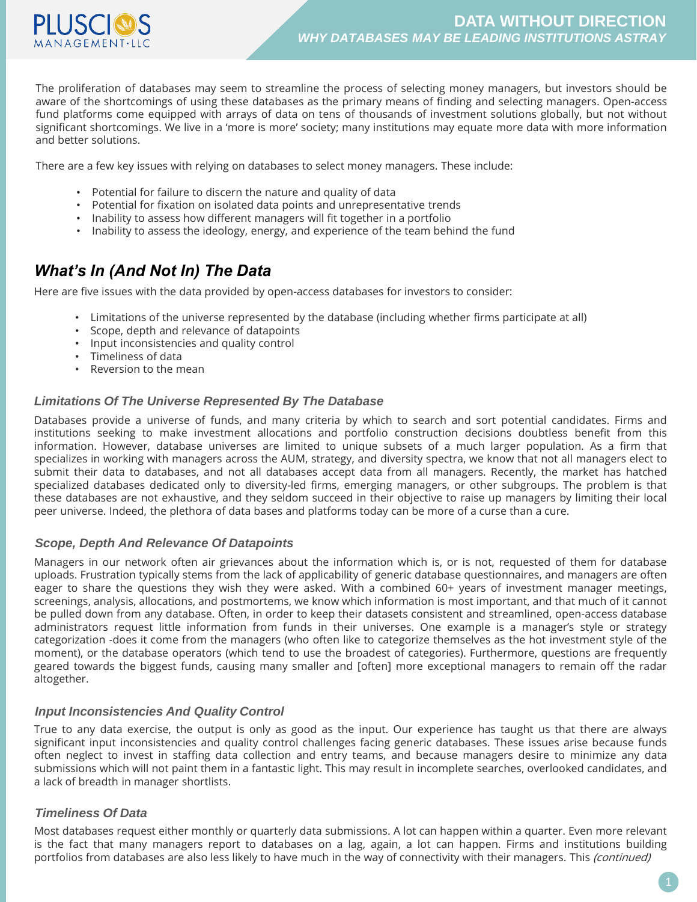# DATA WITHOUT DIRECTION

## *WHY DATABASES MAY BE LEADING INSTITUTIONS ASTRAY*

The proliferation of databases may seem to streamline the process of selecting money managers, but investors should be aware of the shortcomings of using these databases as the primary means of finding and selecting managers. Open-access fund platforms come equipped with arrays of data on tens of thousands of investment solutions globally, but not without significant shortcomings. We live in a 'more is more' society; many institutions may equate more data with more information and better solutions.

There are a few key issues with relying on databases to select money managers. These include:

- Potential for failure to discern the nature and quality of data
- Potential for fixation on isolated data points and unrepresentative trends
- Inability to assess how different managers will fit together in a portfolio
- Inability to assess the ideology, energy, and experience of the team behind the fund

## *What's In (And Not In) The Data*

Here are five issues with the data provided by open-access databases for investors to consider:

- Limitations of the universe represented by the database (including whether firms participate at all)
- Scope, depth and relevance of datapoints
- Input inconsistencies and quality control
- Timeliness of data
- Reversion to the mean

### *Limitations Of The Universe Represented By The Database*

Databases provide a universe of funds, and many criteria by which to search and sort potential candidates. Firms and institutions seeking to make investment allocations and portfolio construction decisions doubtless benefit from this information. However, database universes are limited to unique subsets of a much larger population. As a firm that specializes in working with managers across the AUM, strategy, and diversity spectra, we know that not all managers elect to submit their data to databases, and not all databases accept data from all managers. Recently, the market has hatched specialized databases dedicated only to diversity-led firms, emerging managers, or other subgroups. The problem is that these databases are not exhaustive, and they seldom succeed in their objective to raise up managers by limiting their local peer universe. Indeed, the plethora of data bases and platforms today can be more of a curse than a cure.

### *Scope, Depth And Relevance Of Datapoints*

Managers in our network often air grievances about the information which is, or is not, requested of them for database uploads. Frustration typically stems from the lack of applicability of generic database questionnaires, and managers are often eager to share the questions they wish they were asked. With a combined 60+ years of investment manager meetings, screenings, analysis, allocations, and postmortems, we know which information is most important, and that much of it cannot be pulled down from any database. Often, in order to keep their datasets consistent and streamlined, open-access database administrators request little information from funds in their universes. One example is a manager's style or strategy categorization -does it come from the managers (who often like to categorize themselves as the hot investment style of the moment), or the database operators (which tend to use the broadest of categories). Furthermore, questions are frequently geared towards the biggest funds, causing many smaller and [often] more exceptional managers to remain off the radar altogether.

### *Input Inconsistencies And Quality Control*

True to any data exercise, the output is only as good as the input. Our experience has taught us that there are always significant input inconsistencies and quality control challenges facing generic databases. These issues arise because funds often neglect to invest in staffing data collection and entry teams, and because managers desire to minimize any data submissions which will not paint them in a fantastic light. This may result in incomplete searches, overlooked candidates, and a lack of breadth in manager shortlists.

### *Timeliness Of Data*

Most databases request either monthly or quarterly data submissions. A lot can happen within a quarter. Even more relevant is the fact that many managers report to databases on a lag, again, a lot can happen. Firms and institutions building portfolios from databases are also less likely to have much in the way of connectivity with their managers. This *(continued)*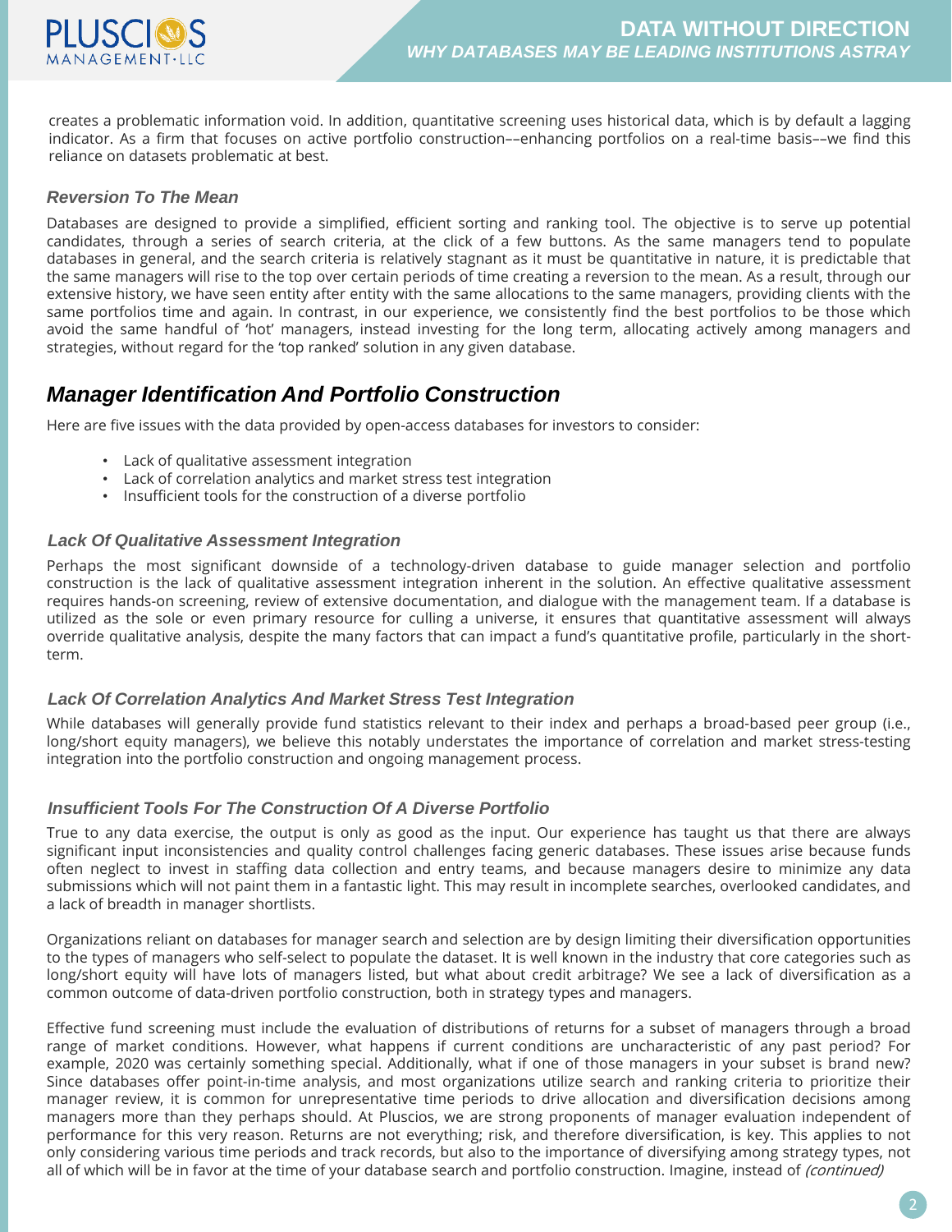creates a problematic information void. In addition, quantitative screening uses historical data, which is by default a lagging indicator. As a firm that focuses on active portfolio construction––enhancing portfolios on a real-time basis––we find this reliance on datasets problematic at best.

### *Reversion To The Mean*

Databases are designed to provide a simplified, efficient sorting and ranking tool. The objective is to serve up potential candidates, through a series of search criteria, at the click of a few buttons. As the same managers tend to populate databases in general, and the search criteria is relatively stagnant as it must be quantitative in nature, it is predictable that the same managers will rise to the top over certain periods of time creating a reversion to the mean. As a result, through our extensive history, we have seen entity after entity with the same allocations to the same managers, providing clients with the same portfolios time and again. In contrast, in our experience, we consistently find the best portfolios to be those which avoid the same handful of 'hot' managers, instead investing for the long term, allocating actively among managers and strategies, without regard for the 'top ranked' solution in any given database.

## *Manager Identification And Portfolio Construction*

Here are five issues with the data provided by open-access databases for investors to consider:

- Lack of qualitative assessment integration
- Lack of correlation analytics and market stress test integration
- Insufficient tools for the construction of a diverse portfolio

### *Lack Of Qualitative Assessment Integration*

Perhaps the most significant downside of a technology-driven database to guide manager selection and portfolio construction is the lack of qualitative assessment integration inherent in the solution. An effective qualitative assessment requires hands-on screening, review of extensive documentation, and dialogue with the management team. If a database is utilized as the sole or even primary resource for culling a universe, it ensures that quantitative assessment will always override qualitative analysis, despite the many factors that can impact a fund's quantitative profile, particularly in the short-term.

### *Lack Of Correlation Analytics And Market Stress Test Integration*

While databases will generally provide fund statistics relevant to their index and perhaps a broad-based peer group (i.e., long/short equity managers), we believe this notably understates the importance of correlation and market stress-testing integration into the portfolio construction and ongoing management process.

### *Insufficient Tools For The Construction Of A Diverse Portfolio*

True to any data exercise, the output is only as good as the input. Our experience has taught us that there are always significant input inconsistencies and quality control challenges facing generic databases. These issues arise because funds often neglect to invest in staffing data collection and entry teams, and because managers desire to minimize any data submissions which will not paint them in a fantastic light. This may result in incomplete searches, overlooked candidates, and a lack of breadth in manager shortlists.

Organizations reliant on databases for manager search and selection are by design limiting their diversification opportunities to the types of managers who self-select to populate the dataset. It is well known in the industry that core categories such as long/short equity will have lots of managers listed, but what about credit arbitrage? We see a lack of diversification as a common outcome of data-driven portfolio construction, both in strategy types and managers.

Effective fund screening must include the evaluation of distributions of returns for a subset of managers through a broad range of market conditions. However, what happens if current conditions are uncharacteristic of any past period? For example, 2020 was certainly something special. Additionally, what if one of those managers in your subset is brand new? Since databases offer point-in-time analysis, and most organizations utilize search and ranking criteria to prioritize their manager review, it is common for unrepresentative time periods to drive allocation and diversification decisions among managers more than they perhaps should. At Pluscios, we are strong proponents of manager evaluation independent of performance for this very reason. Returns are not everything; risk, and therefore diversification, is key. This applies to not only considering various time periods and track records, but also to the importance of diversifying among strategy types, not all of which will be in favor at the time of your database search and portfolio construction. Imagine, instead of *(continued)*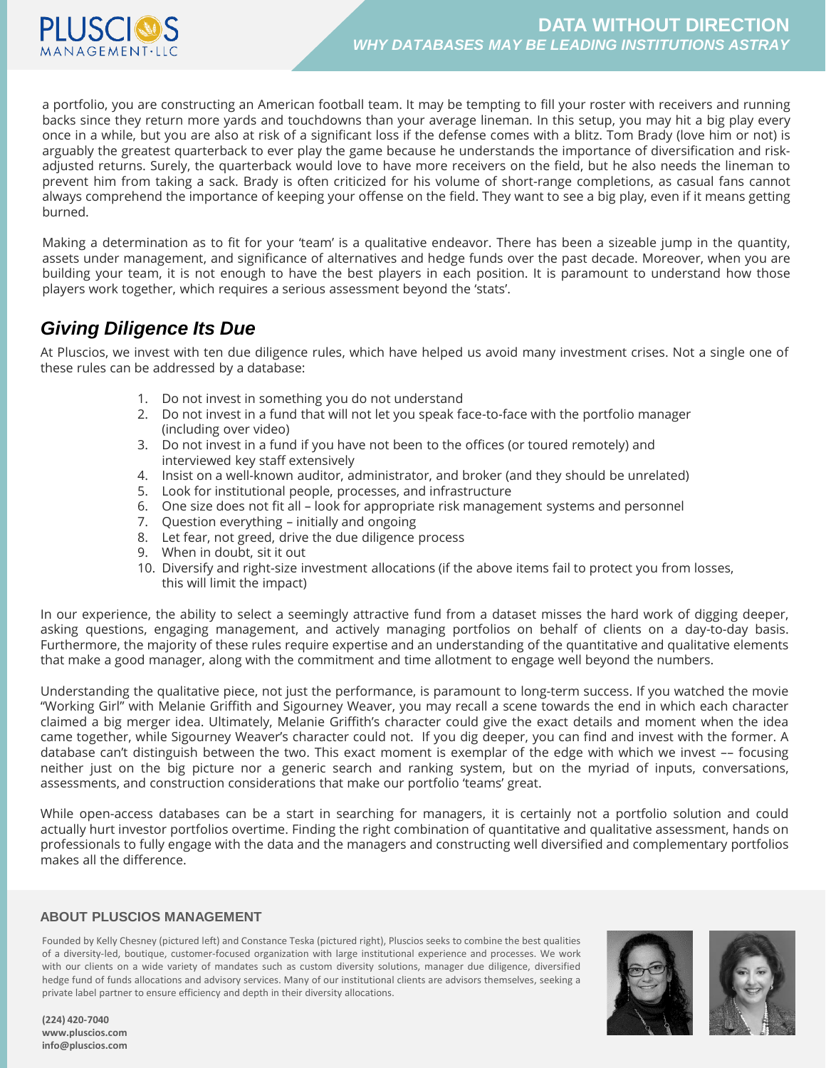a portfolio, you are constructing an American football team. It may be tempting to fill your roster with receivers and running backs since they return more yards and touchdowns than your average lineman. In this setup, you may hit a big play every once in a while, but you are also at risk of a significant loss if the defense comes with a blitz. Tom Brady (love him or not) is arguably the greatest quarterback to ever play the game because he understands the importance of diversification and risk-adjusted returns. Surely, the quarterback would love to have more receivers on the field, but he also needs the lineman to prevent him from taking a sack. Brady is often criticized for his volume of short-range completions, as casual fans cannot always comprehend the importance of keeping your offense on the field. They want to see a big play, even if it means getting burned.

Making a determination as to fit for your 'team' is a qualitative endeavor. There has been a sizeable jump in the quantity, assets under management, and significance of alternatives and hedge funds over the past decade. Moreover, when you are building your team, it is not enough to have the best players in each position. It is paramount to understand how those players work together, which requires a serious assessment beyond the 'stats'.

## *Giving Diligence Its Due*

At Pluscios, we invest with ten due diligence rules, which have helped us avoid many investment crises. Not a single one of these rules can be addressed by a database:

1. Do not invest in something you do not understand
2. Do not invest in a fund that will not let you speak face-to-face with the portfolio manager (including over video)
3. Do not invest in a fund if you have not been to the offices (or toured remotely) and interviewed key staff extensively
4. Insist on a well-known auditor, administrator, and broker (and they should be unrelated)
5. Look for institutional people, processes, and infrastructure
6. One size does not fit all – look for appropriate risk management systems and personnel
7. Question everything – initially and ongoing
8. Let fear, not greed, drive the due diligence process
9. When in doubt, sit it out
10. Diversify and right-size investment allocations (if the above items fail to protect you from losses, this will limit the impact)

In our experience, the ability to select a seemingly attractive fund from a dataset misses the hard work of digging deeper, asking questions, engaging management, and actively managing portfolios on behalf of clients on a day-to-day basis. Furthermore, the majority of these rules require expertise and an understanding of the quantitative and qualitative elements that make a good manager, along with the commitment and time allotment to engage well beyond the numbers.

Understanding the qualitative piece, not just the performance, is paramount to long-term success. If you watched the movie "Working Girl" with Melanie Griffith and Sigourney Weaver, you may recall a scene towards the end in which each character claimed a big merger idea. Ultimately, Melanie Griffith's character could give the exact details and moment when the idea came together, while Sigourney Weaver's character could not. If you dig deeper, you can find and invest with the former. A database can't distinguish between the two. This exact moment is exemplar of the edge with which we invest –– focusing neither just on the big picture nor a generic search and ranking system, but on the myriad of inputs, conversations, assessments, and construction considerations that make our portfolio 'teams' great.

While open-access databases can be a start in searching for managers, it is certainly not a portfolio solution and could actually hurt investor portfolios overtime. Finding the right combination of quantitative and qualitative assessment, hands on professionals to fully engage with the data and the managers and constructing well diversified and complementary portfolios makes all the difference.

### ABOUT PLUSCIOS MANAGEMENT

Founded by Kelly Chesney (pictured left) and Constance Teska (pictured right), Pluscios seeks to combine the best qualities of a diversity-led, boutique, customer-focused organization with large institutional experience and processes. We work with our clients on a wide variety of mandates such as custom diversity solutions, manager due diligence, diversified hedge fund of funds allocations and advisory services. Many of our institutional clients are advisors themselves, seeking a private label partner to ensure efficiency and depth in their diversity allocations.

**(224) 420-7040**
**www.pluscios.com**
**info@pluscios.com**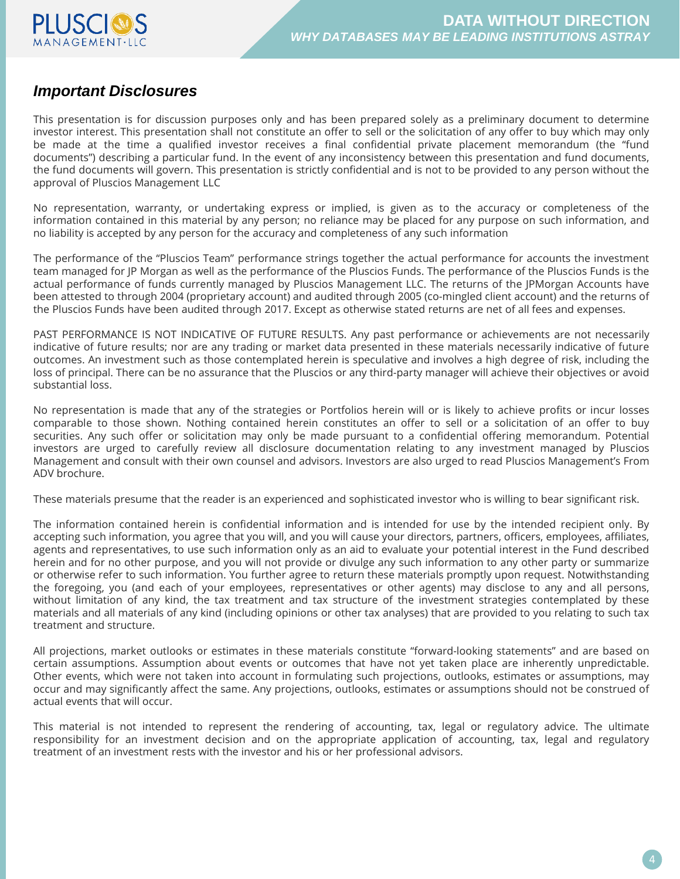## *Important Disclosures*

This presentation is for discussion purposes only and has been prepared solely as a preliminary document to determine investor interest. This presentation shall not constitute an offer to sell or the solicitation of any offer to buy which may only be made at the time a qualified investor receives a final confidential private placement memorandum (the "fund documents") describing a particular fund. In the event of any inconsistency between this presentation and fund documents, the fund documents will govern. This presentation is strictly confidential and is not to be provided to any person without the approval of Pluscios Management LLC

No representation, warranty, or undertaking express or implied, is given as to the accuracy or completeness of the information contained in this material by any person; no reliance may be placed for any purpose on such information, and no liability is accepted by any person for the accuracy and completeness of any such information

The performance of the "Pluscios Team" performance strings together the actual performance for accounts the investment team managed for JP Morgan as well as the performance of the Pluscios Funds. The performance of the Pluscios Funds is the actual performance of funds currently managed by Pluscios Management LLC. The returns of the JPMorgan Accounts have been attested to through 2004 (proprietary account) and audited through 2005 (co-mingled client account) and the returns of the Pluscios Funds have been audited through 2017. Except as otherwise stated returns are net of all fees and expenses.

PAST PERFORMANCE IS NOT INDICATIVE OF FUTURE RESULTS. Any past performance or achievements are not necessarily indicative of future results; nor are any trading or market data presented in these materials necessarily indicative of future outcomes. An investment such as those contemplated herein is speculative and involves a high degree of risk, including the loss of principal. There can be no assurance that the Pluscios or any third-party manager will achieve their objectives or avoid substantial loss.

No representation is made that any of the strategies or Portfolios herein will or is likely to achieve profits or incur losses comparable to those shown. Nothing contained herein constitutes an offer to sell or a solicitation of an offer to buy securities. Any such offer or solicitation may only be made pursuant to a confidential offering memorandum. Potential investors are urged to carefully review all disclosure documentation relating to any investment managed by Pluscios Management and consult with their own counsel and advisors. Investors are also urged to read Pluscios Management's From ADV brochure.

These materials presume that the reader is an experienced and sophisticated investor who is willing to bear significant risk.

The information contained herein is confidential information and is intended for use by the intended recipient only. By accepting such information, you agree that you will, and you will cause your directors, partners, officers, employees, affiliates, agents and representatives, to use such information only as an aid to evaluate your potential interest in the Fund described herein and for no other purpose, and you will not provide or divulge any such information to any other party or summarize or otherwise refer to such information. You further agree to return these materials promptly upon request. Notwithstanding the foregoing, you (and each of your employees, representatives or other agents) may disclose to any and all persons, without limitation of any kind, the tax treatment and tax structure of the investment strategies contemplated by these materials and all materials of any kind (including opinions or other tax analyses) that are provided to you relating to such tax treatment and structure.

All projections, market outlooks or estimates in these materials constitute "forward-looking statements" and are based on certain assumptions. Assumption about events or outcomes that have not yet taken place are inherently unpredictable. Other events, which were not taken into account in formulating such projections, outlooks, estimates or assumptions, may occur and may significantly affect the same. Any projections, outlooks, estimates or assumptions should not be construed of actual events that will occur.

This material is not intended to represent the rendering of accounting, tax, legal or regulatory advice. The ultimate responsibility for an investment decision and on the appropriate application of accounting, tax, legal and regulatory treatment of an investment rests with the investor and his or her professional advisors.